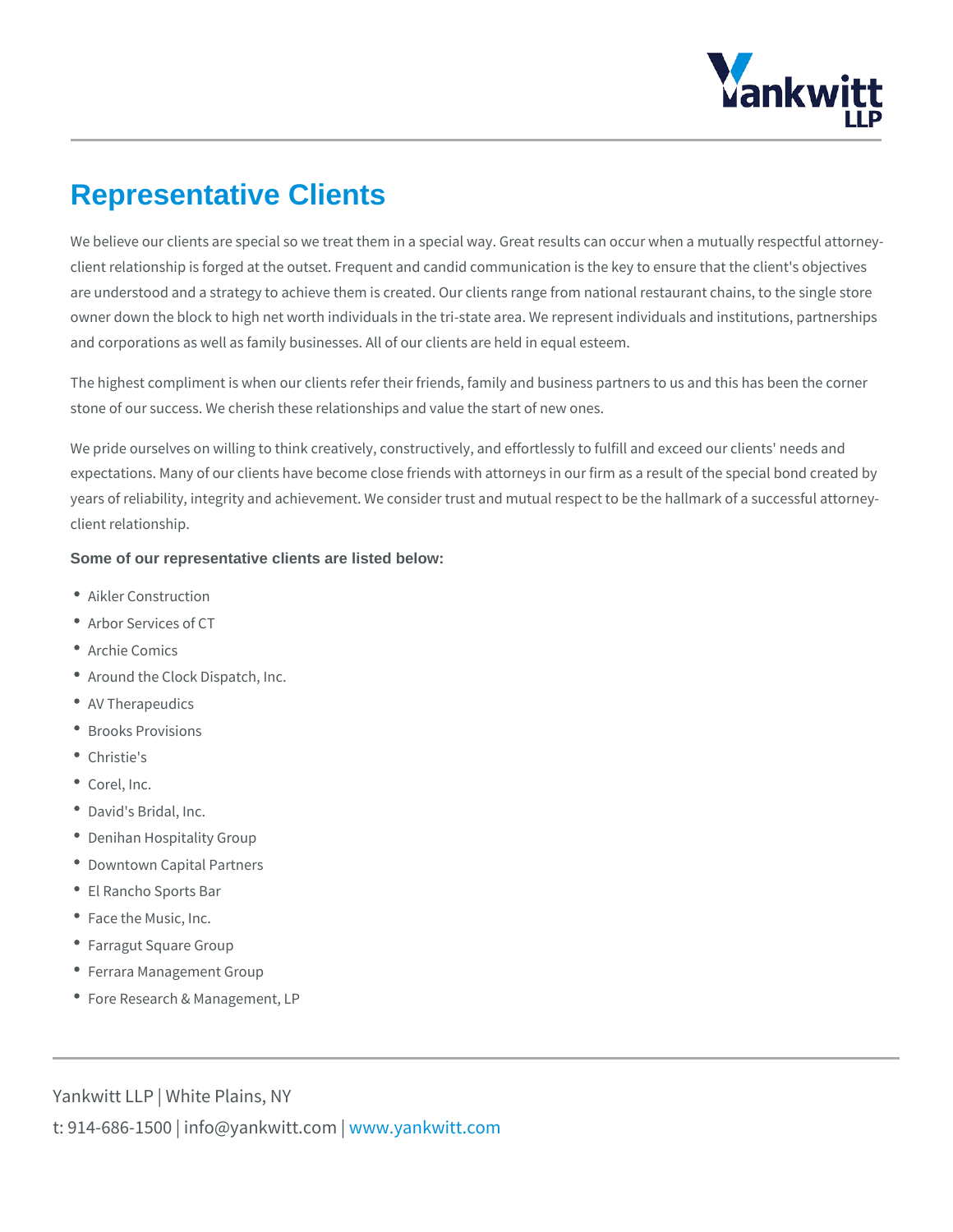# Representative Clients

We believe our clients are special so we treat them in a special way. Great results can occur when a mutually respectful attorney-client relationship is forged at the outset. Frequent and candid communication is the key to ensure that the client's objectives are understood and a strategy to achieve them is created. Our clients range from national restaurant chains, to the single store owner down the block to high net worth individuals in the tri-state area. We represent individuals and institutions, partnerships and corporations as well as family businesses. All of our clients are held in equal esteem.

The highest compliment is when our clients refer their friends, family and business partners to us and this has been the corner stone of our success. We cherish these relationships and value the start of new ones.

We pride ourselves on willing to think creatively, constructively, and effortlessly to fulfill and exceed our clients' needs and expectations. Many of our clients have become close friends with attorneys in our firm as a result of the special bond created by years of reliability, integrity and achievement. We consider trust and mutual respect to be the hallmark of a successful attorney-client relationship.

**Some of our representative clients are listed below:**

- Aikler Construction
- Arbor Services of CT
- Archie Comics
- Around the Clock Dispatch, Inc.
- AV Therapeudics
- Brooks Provisions
- Christie's
- Corel, Inc.
- David's Bridal, Inc.
- Denihan Hospitality Group
- Downtown Capital Partners
- El Rancho Sports Bar
- Face the Music, Inc.
- Farragut Square Group
- Ferrara Management Group
- Fore Research & Management, LP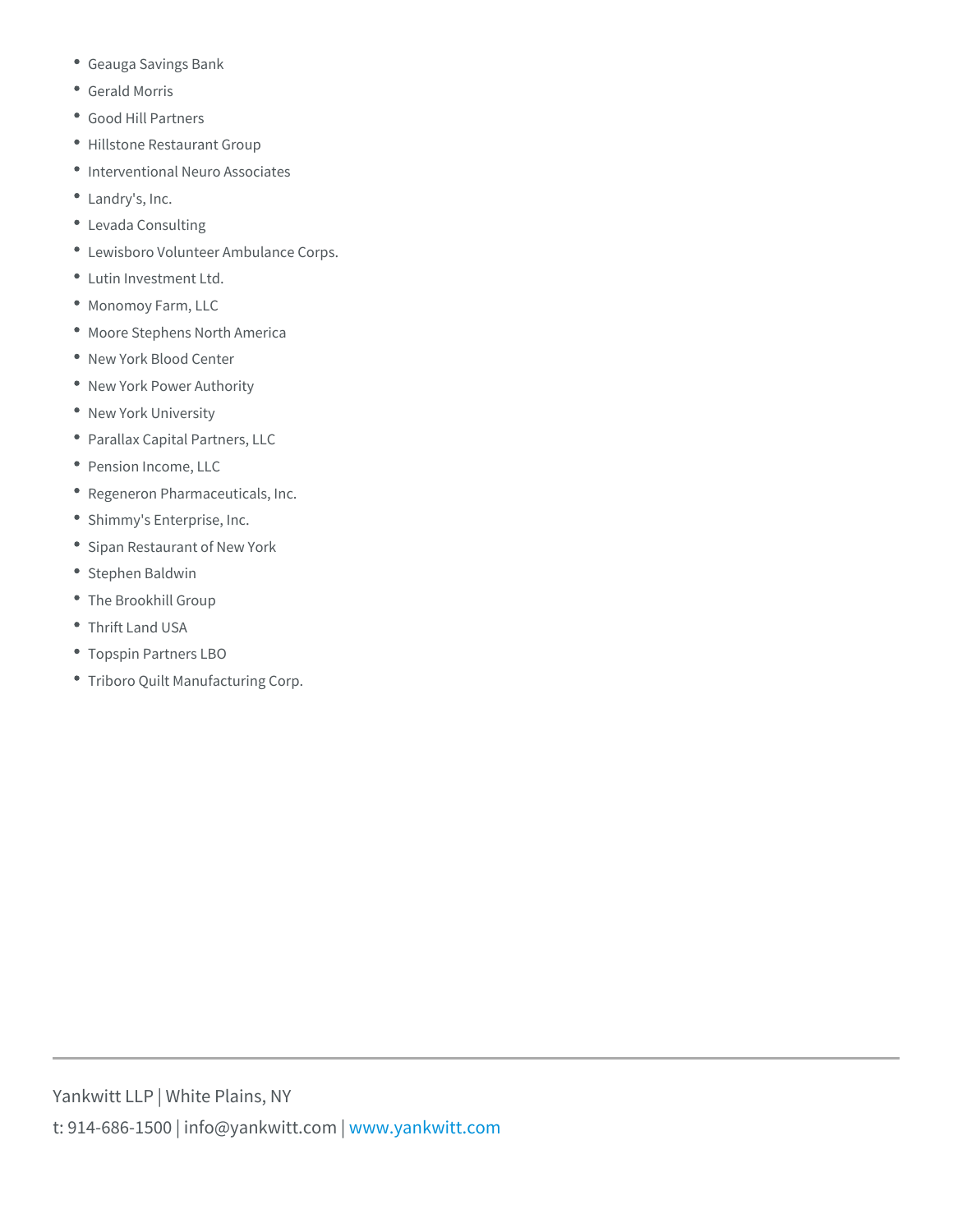- Geauga Savings Bank
- Gerald Morris
- Good Hill Partners
- Hillstone Restaurant Group
- Interventional Neuro Associates
- Landry's, Inc.
- Levada Consulting
- Lewisboro Volunteer Ambulance Corps.
- Lutin Investment Ltd.
- Monomoy Farm, LLC
- Moore Stephens North America
- New York Blood Center
- New York Power Authority
- New York University
- Parallax Capital Partners, LLC
- Pension Income, LLC
- Regeneron Pharmaceuticals, Inc.
- Shimmy's Enterprise, Inc.
- Sipan Restaurant of New York
- Stephen Baldwin
- The Brookhill Group
- Thrift Land USA
- Topspin Partners LBO
- Triboro Quilt Manufacturing Corp.